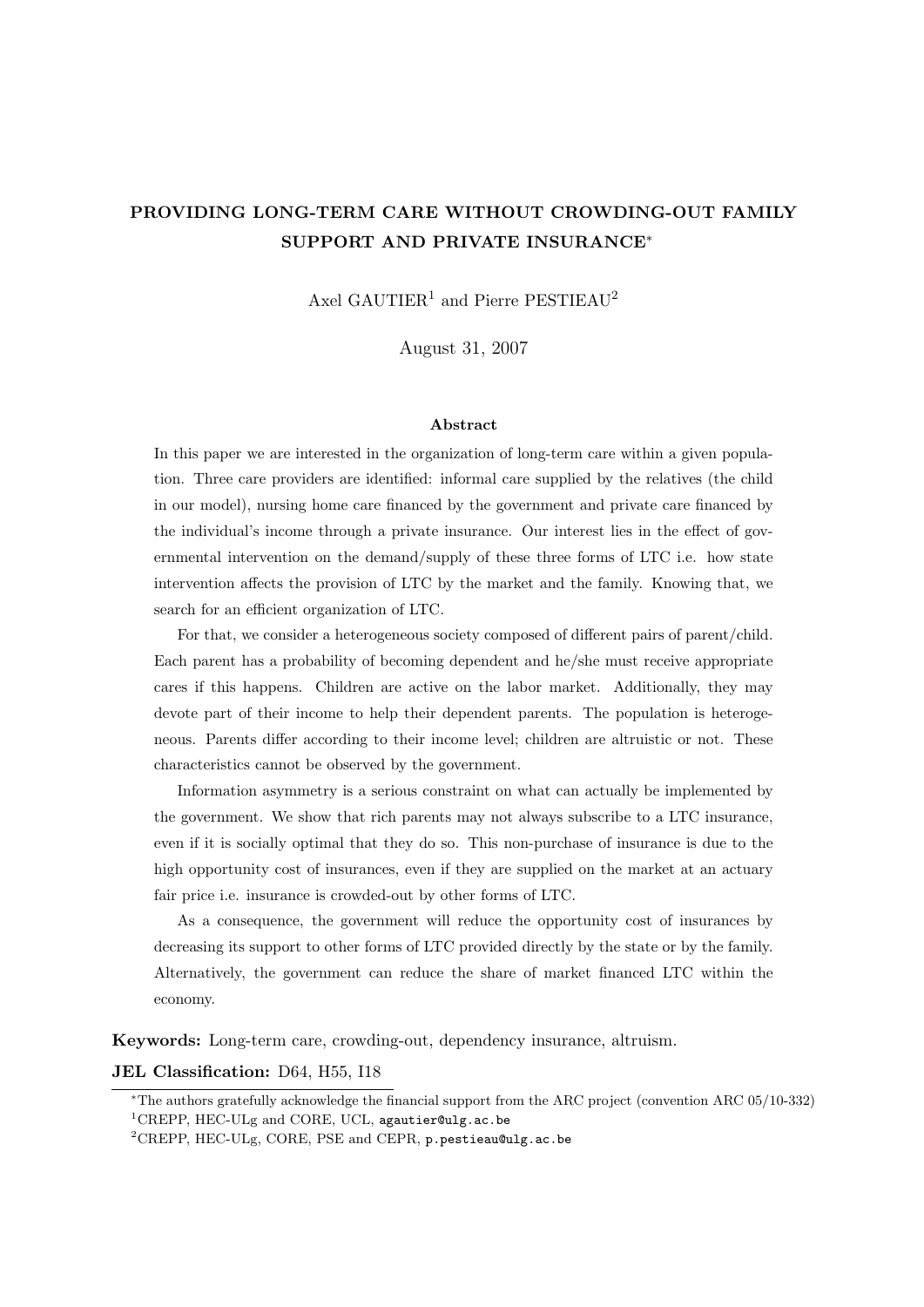# PROVIDING LONG-TERM CARE WITHOUT CROWDING-OUT FAMILY SUPPORT AND PRIVATE INSURANCE[*]

Axel GAUTIER[1] and Pierre PESTIEAU[2]

August 31, 2007

### Abstract

In this paper we are interested in the organization of long-term care within a given population. Three care providers are identified: informal care supplied by the relatives (the child in our model), nursing home care financed by the government and private care financed by the individual's income through a private insurance. Our interest lies in the effect of governmental intervention on the demand/supply of these three forms of LTC i.e. how state intervention affects the provision of LTC by the market and the family. Knowing that, we search for an efficient organization of LTC.

For that, we consider a heterogeneous society composed of different pairs of parent/child. Each parent has a probability of becoming dependent and he/she must receive appropriate cares if this happens. Children are active on the labor market. Additionally, they may devote part of their income to help their dependent parents. The population is heterogeneous. Parents differ according to their income level; children are altruistic or not. These characteristics cannot be observed by the government.

Information asymmetry is a serious constraint on what can actually be implemented by the government. We show that rich parents may not always subscribe to a LTC insurance, even if it is socially optimal that they do so. This non-purchase of insurance is due to the high opportunity cost of insurances, even if they are supplied on the market at an actuary fair price i.e. insurance is crowded-out by other forms of LTC.

As a consequence, the government will reduce the opportunity cost of insurances by decreasing its support to other forms of LTC provided directly by the state or by the family. Alternatively, the government can reduce the share of market financed LTC within the economy.

**Keywords:** Long-term care, crowding-out, dependency insurance, altruism.

**JEL Classification:** D64, H55, I18

---

[*] The authors gratefully acknowledge the financial support from the ARC project (convention ARC 05/10-332)

[1] CREPP, HEC-ULg and CORE, UCL, agautier@ulg.ac.be

[2] CREPP, HEC-ULg, CORE, PSE and CEPR, p.pestieau@ulg.ac.be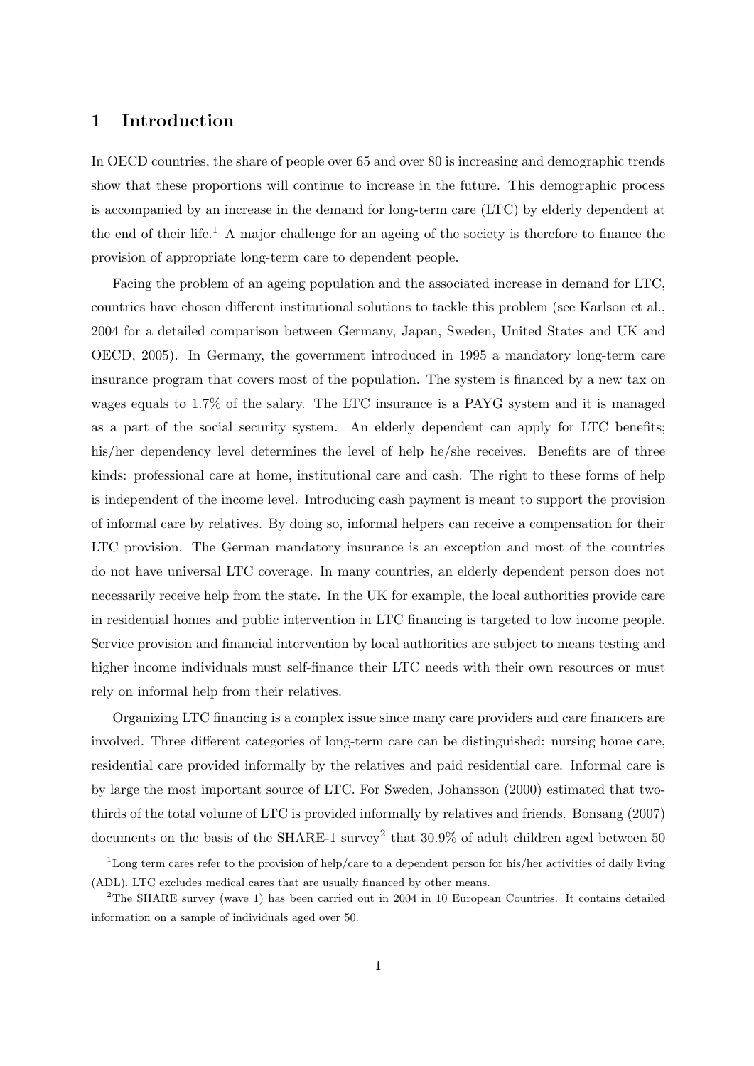# 1 Introduction

In OECD countries, the share of people over 65 and over 80 is increasing and demographic trends show that these proportions will continue to increase in the future. This demographic process is accompanied by an increase in the demand for long-term care (LTC) by elderly dependent at the end of their life.[1] A major challenge for an ageing of the society is therefore to finance the provision of appropriate long-term care to dependent people.

Facing the problem of an ageing population and the associated increase in demand for LTC, countries have chosen different institutional solutions to tackle this problem (see Karlson et al., 2004 for a detailed comparison between Germany, Japan, Sweden, United States and UK and OECD, 2005). In Germany, the government introduced in 1995 a mandatory long-term care insurance program that covers most of the population. The system is financed by a new tax on wages equals to 1.7% of the salary. The LTC insurance is a PAYG system and it is managed as a part of the social security system. An elderly dependent can apply for LTC benefits; his/her dependency level determines the level of help he/she receives. Benefits are of three kinds: professional care at home, institutional care and cash. The right to these forms of help is independent of the income level. Introducing cash payment is meant to support the provision of informal care by relatives. By doing so, informal helpers can receive a compensation for their LTC provision. The German mandatory insurance is an exception and most of the countries do not have universal LTC coverage. In many countries, an elderly dependent person does not necessarily receive help from the state. In the UK for example, the local authorities provide care in residential homes and public intervention in LTC financing is targeted to low income people. Service provision and financial intervention by local authorities are subject to means testing and higher income individuals must self-finance their LTC needs with their own resources or must rely on informal help from their relatives.

Organizing LTC financing is a complex issue since many care providers and care financers are involved. Three different categories of long-term care can be distinguished: nursing home care, residential care provided informally by the relatives and paid residential care. Informal care is by large the most important source of LTC. For Sweden, Johansson (2000) estimated that two-thirds of the total volume of LTC is provided informally by relatives and friends. Bonsang (2007) documents on the basis of the SHARE-1 survey[2] that 30.9% of adult children aged between 50

[1] Long term cares refer to the provision of help/care to a dependent person for his/her activities of daily living (ADL). LTC excludes medical cares that are usually financed by other means.

[2] The SHARE survey (wave 1) has been carried out in 2004 in 10 European Countries. It contains detailed information on a sample of individuals aged over 50.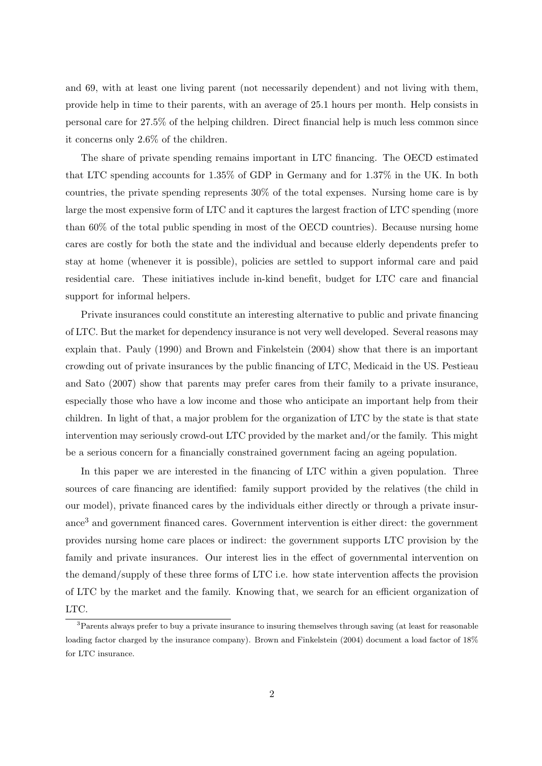and 69, with at least one living parent (not necessarily dependent) and not living with them, provide help in time to their parents, with an average of 25.1 hours per month. Help consists in personal care for 27.5% of the helping children. Direct financial help is much less common since it concerns only 2.6% of the children.

The share of private spending remains important in LTC financing. The OECD estimated that LTC spending accounts for 1.35% of GDP in Germany and for 1.37% in the UK. In both countries, the private spending represents 30% of the total expenses. Nursing home care is by large the most expensive form of LTC and it captures the largest fraction of LTC spending (more than 60% of the total public spending in most of the OECD countries). Because nursing home cares are costly for both the state and the individual and because elderly dependents prefer to stay at home (whenever it is possible), policies are settled to support informal care and paid residential care. These initiatives include in-kind benefit, budget for LTC care and financial support for informal helpers.

Private insurances could constitute an interesting alternative to public and private financing of LTC. But the market for dependency insurance is not very well developed. Several reasons may explain that. Pauly (1990) and Brown and Finkelstein (2004) show that there is an important crowding out of private insurances by the public financing of LTC, Medicaid in the US. Pestieau and Sato (2007) show that parents may prefer cares from their family to a private insurance, especially those who have a low income and those who anticipate an important help from their children. In light of that, a major problem for the organization of LTC by the state is that state intervention may seriously crowd-out LTC provided by the market and/or the family. This might be a serious concern for a financially constrained government facing an ageing population.

In this paper we are interested in the financing of LTC within a given population. Three sources of care financing are identified: family support provided by the relatives (the child in our model), private financed cares by the individuals either directly or through a private insurance[3] and government financed cares. Government intervention is either direct: the government provides nursing home care places or indirect: the government supports LTC provision by the family and private insurances. Our interest lies in the effect of governmental intervention on the demand/supply of these three forms of LTC i.e. how state intervention affects the provision of LTC by the market and the family. Knowing that, we search for an efficient organization of LTC.

[3]Parents always prefer to buy a private insurance to insuring themselves through saving (at least for reasonable loading factor charged by the insurance company). Brown and Finkelstein (2004) document a load factor of 18% for LTC insurance.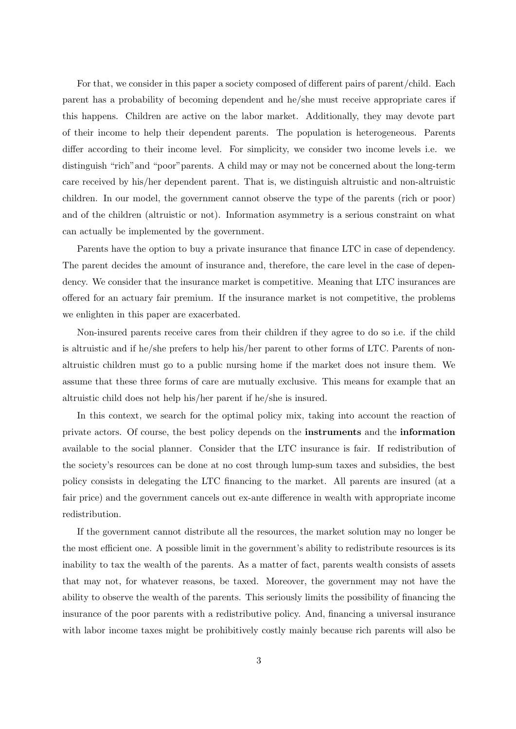For that, we consider in this paper a society composed of different pairs of parent/child. Each parent has a probability of becoming dependent and he/she must receive appropriate cares if this happens. Children are active on the labor market. Additionally, they may devote part of their income to help their dependent parents. The population is heterogeneous. Parents differ according to their income level. For simplicity, we consider two income levels i.e. we distinguish "rich"and "poor"parents. A child may or may not be concerned about the long-term care received by his/her dependent parent. That is, we distinguish altruistic and non-altruistic children. In our model, the government cannot observe the type of the parents (rich or poor) and of the children (altruistic or not). Information asymmetry is a serious constraint on what can actually be implemented by the government.

Parents have the option to buy a private insurance that finance LTC in case of dependency. The parent decides the amount of insurance and, therefore, the care level in the case of dependency. We consider that the insurance market is competitive. Meaning that LTC insurances are offered for an actuary fair premium. If the insurance market is not competitive, the problems we enlighten in this paper are exacerbated.

Non-insured parents receive cares from their children if they agree to do so i.e. if the child is altruistic and if he/she prefers to help his/her parent to other forms of LTC. Parents of non-altruistic children must go to a public nursing home if the market does not insure them. We assume that these three forms of care are mutually exclusive. This means for example that an altruistic child does not help his/her parent if he/she is insured.

In this context, we search for the optimal policy mix, taking into account the reaction of private actors. Of course, the best policy depends on the **instruments** and the **information** available to the social planner. Consider that the LTC insurance is fair. If redistribution of the society's resources can be done at no cost through lump-sum taxes and subsidies, the best policy consists in delegating the LTC financing to the market. All parents are insured (at a fair price) and the government cancels out ex-ante difference in wealth with appropriate income redistribution.

If the government cannot distribute all the resources, the market solution may no longer be the most efficient one. A possible limit in the government's ability to redistribute resources is its inability to tax the wealth of the parents. As a matter of fact, parents wealth consists of assets that may not, for whatever reasons, be taxed. Moreover, the government may not have the ability to observe the wealth of the parents. This seriously limits the possibility of financing the insurance of the poor parents with a redistributive policy. And, financing a universal insurance with labor income taxes might be prohibitively costly mainly because rich parents will also be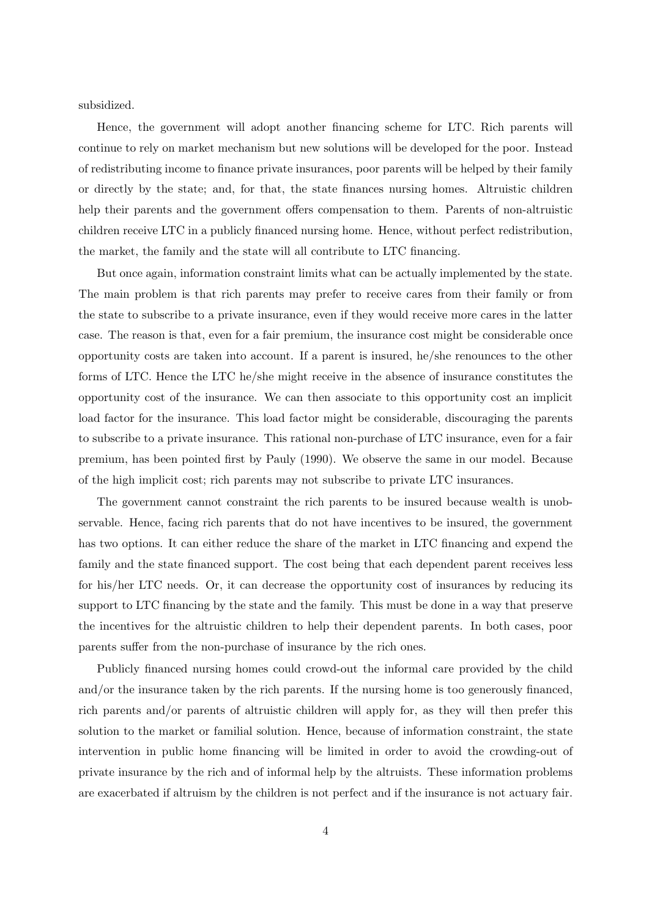subsidized.

Hence, the government will adopt another financing scheme for LTC. Rich parents will continue to rely on market mechanism but new solutions will be developed for the poor. Instead of redistributing income to finance private insurances, poor parents will be helped by their family or directly by the state; and, for that, the state finances nursing homes. Altruistic children help their parents and the government offers compensation to them. Parents of non-altruistic children receive LTC in a publicly financed nursing home. Hence, without perfect redistribution, the market, the family and the state will all contribute to LTC financing.

But once again, information constraint limits what can be actually implemented by the state. The main problem is that rich parents may prefer to receive cares from their family or from the state to subscribe to a private insurance, even if they would receive more cares in the latter case. The reason is that, even for a fair premium, the insurance cost might be considerable once opportunity costs are taken into account. If a parent is insured, he/she renounces to the other forms of LTC. Hence the LTC he/she might receive in the absence of insurance constitutes the opportunity cost of the insurance. We can then associate to this opportunity cost an implicit load factor for the insurance. This load factor might be considerable, discouraging the parents to subscribe to a private insurance. This rational non-purchase of LTC insurance, even for a fair premium, has been pointed first by Pauly (1990). We observe the same in our model. Because of the high implicit cost; rich parents may not subscribe to private LTC insurances.

The government cannot constraint the rich parents to be insured because wealth is unobservable. Hence, facing rich parents that do not have incentives to be insured, the government has two options. It can either reduce the share of the market in LTC financing and expend the family and the state financed support. The cost being that each dependent parent receives less for his/her LTC needs. Or, it can decrease the opportunity cost of insurances by reducing its support to LTC financing by the state and the family. This must be done in a way that preserve the incentives for the altruistic children to help their dependent parents. In both cases, poor parents suffer from the non-purchase of insurance by the rich ones.

Publicly financed nursing homes could crowd-out the informal care provided by the child and/or the insurance taken by the rich parents. If the nursing home is too generously financed, rich parents and/or parents of altruistic children will apply for, as they will then prefer this solution to the market or familial solution. Hence, because of information constraint, the state intervention in public home financing will be limited in order to avoid the crowding-out of private insurance by the rich and of informal help by the altruists. These information problems are exacerbated if altruism by the children is not perfect and if the insurance is not actuary fair.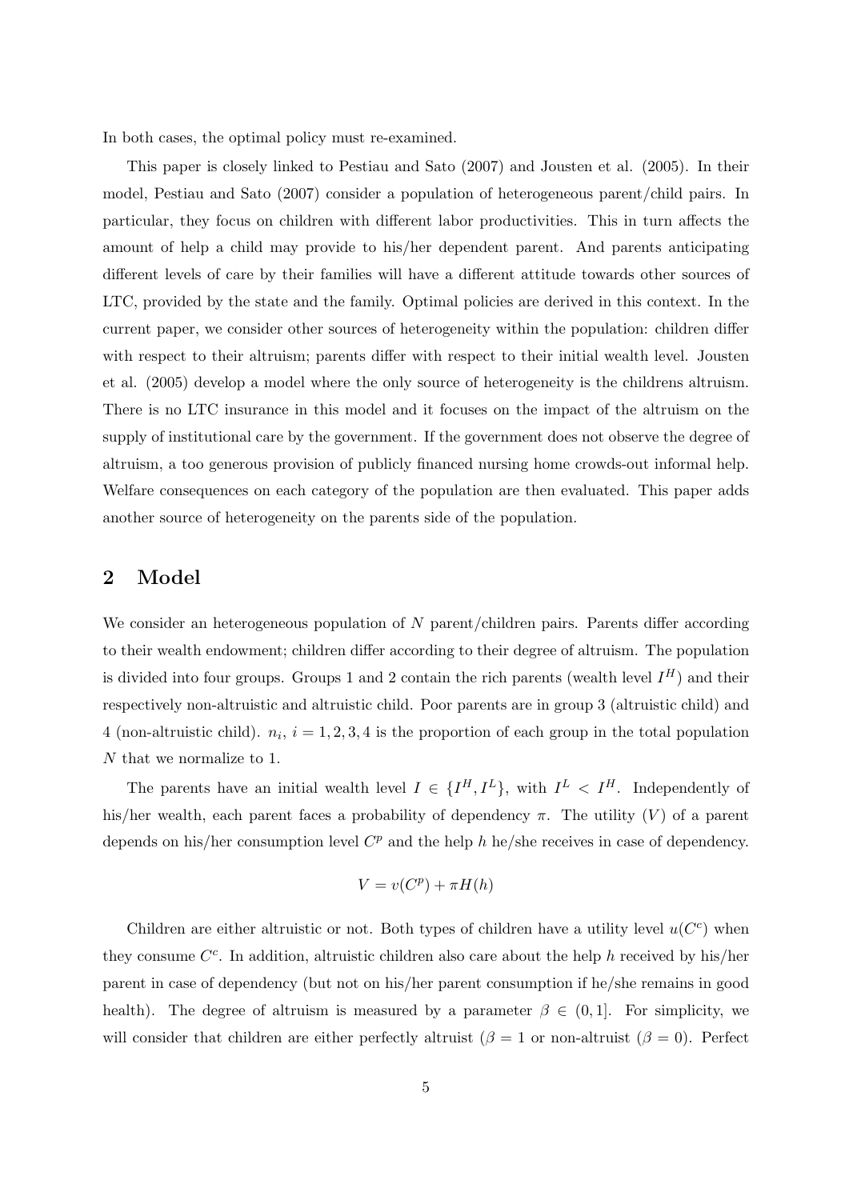In both cases, the optimal policy must re-examined.

This paper is closely linked to Pestiau and Sato (2007) and Jousten et al. (2005). In their model, Pestiau and Sato (2007) consider a population of heterogeneous parent/child pairs. In particular, they focus on children with different labor productivities. This in turn affects the amount of help a child may provide to his/her dependent parent. And parents anticipating different levels of care by their families will have a different attitude towards other sources of LTC, provided by the state and the family. Optimal policies are derived in this context. In the current paper, we consider other sources of heterogeneity within the population: children differ with respect to their altruism; parents differ with respect to their initial wealth level. Jousten et al. (2005) develop a model where the only source of heterogeneity is the childrens altruism. There is no LTC insurance in this model and it focuses on the impact of the altruism on the supply of institutional care by the government. If the government does not observe the degree of altruism, a too generous provision of publicly financed nursing home crowds-out informal help. Welfare consequences on each category of the population are then evaluated. This paper adds another source of heterogeneity on the parents side of the population.

## 2 Model

We consider an heterogeneous population of $N$ parent/children pairs. Parents differ according to their wealth endowment; children differ according to their degree of altruism. The population is divided into four groups. Groups 1 and 2 contain the rich parents (wealth level $I^H$) and their respectively non-altruistic and altruistic child. Poor parents are in group 3 (altruistic child) and 4 (non-altruistic child). $n_i$, $i = 1, 2, 3, 4$ is the proportion of each group in the total population $N$ that we normalize to 1.

The parents have an initial wealth level $I \in \{I^H, I^L\}$, with $I^L < I^H$. Independently of his/her wealth, each parent faces a probability of dependency $\pi$. The utility ($V$) of a parent depends on his/her consumption level $C^p$ and the help $h$ he/she receives in case of dependency.

$$V = v(C^p) + \pi H(h)$$

Children are either altruistic or not. Both types of children have a utility level $u(C^c)$ when they consume $C^c$. In addition, altruistic children also care about the help $h$ received by his/her parent in case of dependency (but not on his/her parent consumption if he/she remains in good health). The degree of altruism is measured by a parameter $\beta \in (0, 1]$. For simplicity, we will consider that children are either perfectly altruist ($\beta = 1$ or non-altruist ($\beta = 0$). Perfect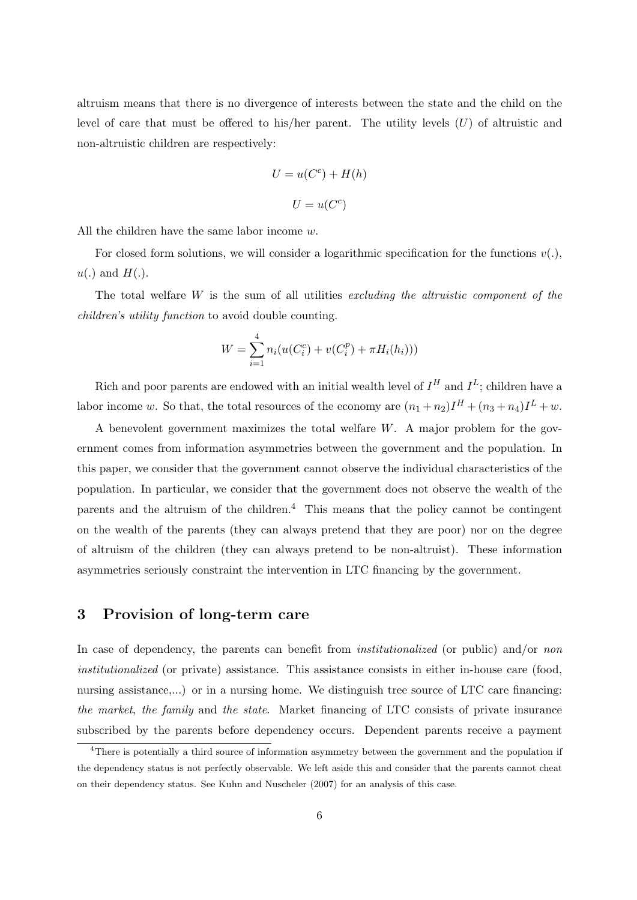altruism means that there is no divergence of interests between the state and the child on the level of care that must be offered to his/her parent. The utility levels ($U$) of altruistic and non-altruistic children are respectively:

$$U = u(C^c) + H(h)$$

$$U = u(C^c)$$

All the children have the same labor income $w$.

For closed form solutions, we will consider a logarithmic specification for the functions $v(.)$, $u(.)$ and $H(.)$.

The total welfare $W$ is the sum of all utilities *excluding the altruistic component of the children's utility function* to avoid double counting.

$$W = \sum_{i=1}^{4} n_i(u(C_i^c) + v(C_i^p) + \pi H_i(h_i)))$$

Rich and poor parents are endowed with an initial wealth level of $I^H$ and $I^L$; children have a labor income $w$. So that, the total resources of the economy are $(n_1 + n_2)I^H + (n_3 + n_4)I^L + w$.

A benevolent government maximizes the total welfare $W$. A major problem for the government comes from information asymmetries between the government and the population. In this paper, we consider that the government cannot observe the individual characteristics of the population. In particular, we consider that the government does not observe the wealth of the parents and the altruism of the children.[4] This means that the policy cannot be contingent on the wealth of the parents (they can always pretend that they are poor) nor on the degree of altruism of the children (they can always pretend to be non-altruist). These information asymmetries seriously constraint the intervention in LTC financing by the government.

## 3 Provision of long-term care

In case of dependency, the parents can benefit from *institutionalized* (or public) and/or *non institutionalized* (or private) assistance. This assistance consists in either in-house care (food, nursing assistance,...) or in a nursing home. We distinguish tree source of LTC care financing: *the market*, *the family* and *the state*. Market financing of LTC consists of private insurance subscribed by the parents before dependency occurs. Dependent parents receive a payment

[4] There is potentially a third source of information asymmetry between the government and the population if the dependency status is not perfectly observable. We left aside this and consider that the parents cannot cheat on their dependency status. See Kuhn and Nuscheler (2007) for an analysis of this case.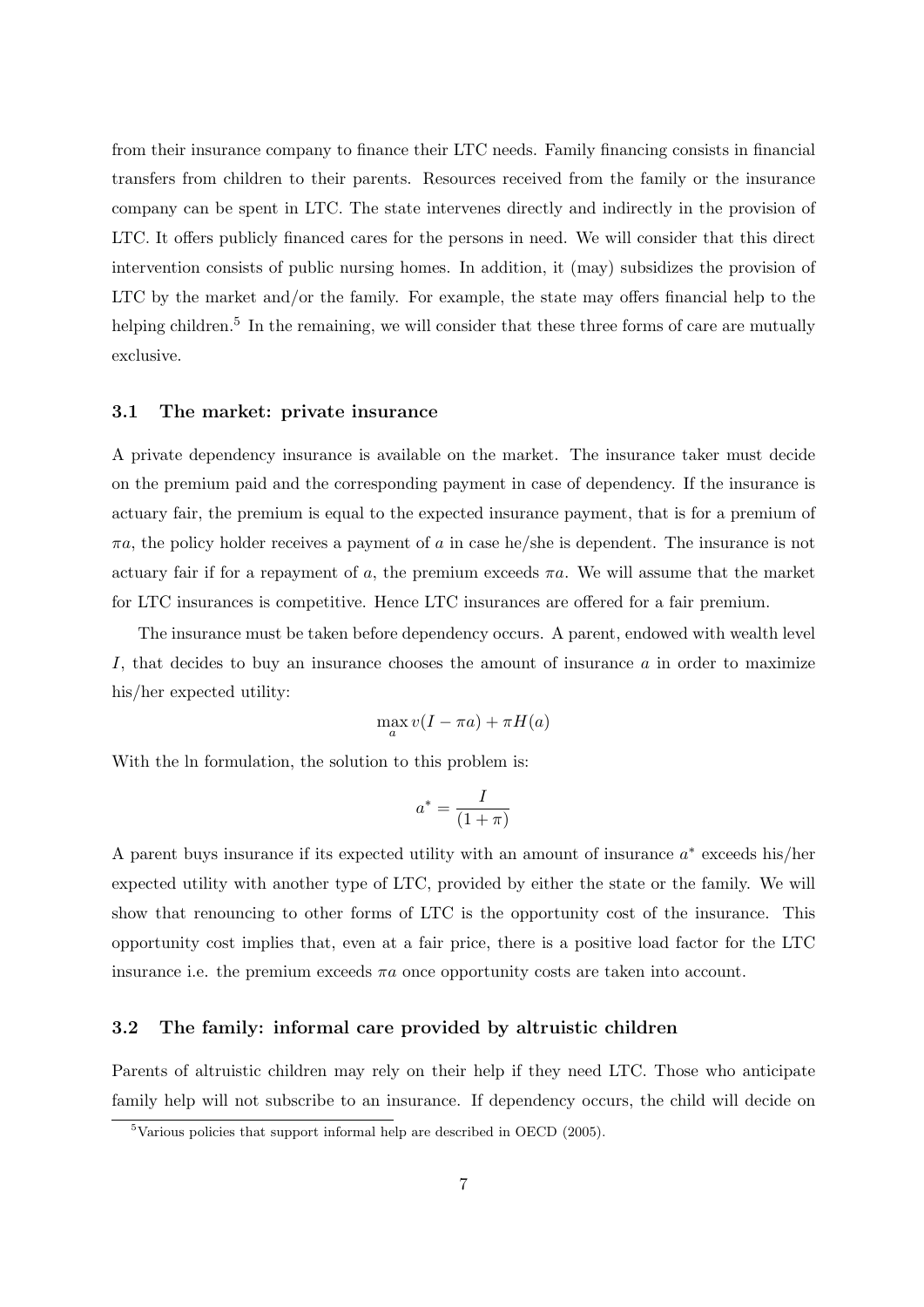from their insurance company to finance their LTC needs. Family financing consists in financial transfers from children to their parents. Resources received from the family or the insurance company can be spent in LTC. The state intervenes directly and indirectly in the provision of LTC. It offers publicly financed cares for the persons in need. We will consider that this direct intervention consists of public nursing homes. In addition, it (may) subsidizes the provision of LTC by the market and/or the family. For example, the state may offers financial help to the helping children.[5] In the remaining, we will consider that these three forms of care are mutually exclusive.

### 3.1 The market: private insurance

A private dependency insurance is available on the market. The insurance taker must decide on the premium paid and the corresponding payment in case of dependency. If the insurance is actuary fair, the premium is equal to the expected insurance payment, that is for a premium of $\pi a$, the policy holder receives a payment of $a$ in case he/she is dependent. The insurance is not actuary fair if for a repayment of $a$, the premium exceeds $\pi a$. We will assume that the market for LTC insurances is competitive. Hence LTC insurances are offered for a fair premium.

The insurance must be taken before dependency occurs. A parent, endowed with wealth level $I$, that decides to buy an insurance chooses the amount of insurance $a$ in order to maximize his/her expected utility:

$$\max_{a} v(I - \pi a) + \pi H(a)$$

With the ln formulation, the solution to this problem is:

$$a^* = \frac{I}{(1 + \pi)}$$

A parent buys insurance if its expected utility with an amount of insurance $a^*$ exceeds his/her expected utility with another type of LTC, provided by either the state or the family. We will show that renouncing to other forms of LTC is the opportunity cost of the insurance. This opportunity cost implies that, even at a fair price, there is a positive load factor for the LTC insurance i.e. the premium exceeds $\pi a$ once opportunity costs are taken into account.

### 3.2 The family: informal care provided by altruistic children

Parents of altruistic children may rely on their help if they need LTC. Those who anticipate family help will not subscribe to an insurance. If dependency occurs, the child will decide on

[5] Various policies that support informal help are described in OECD (2005).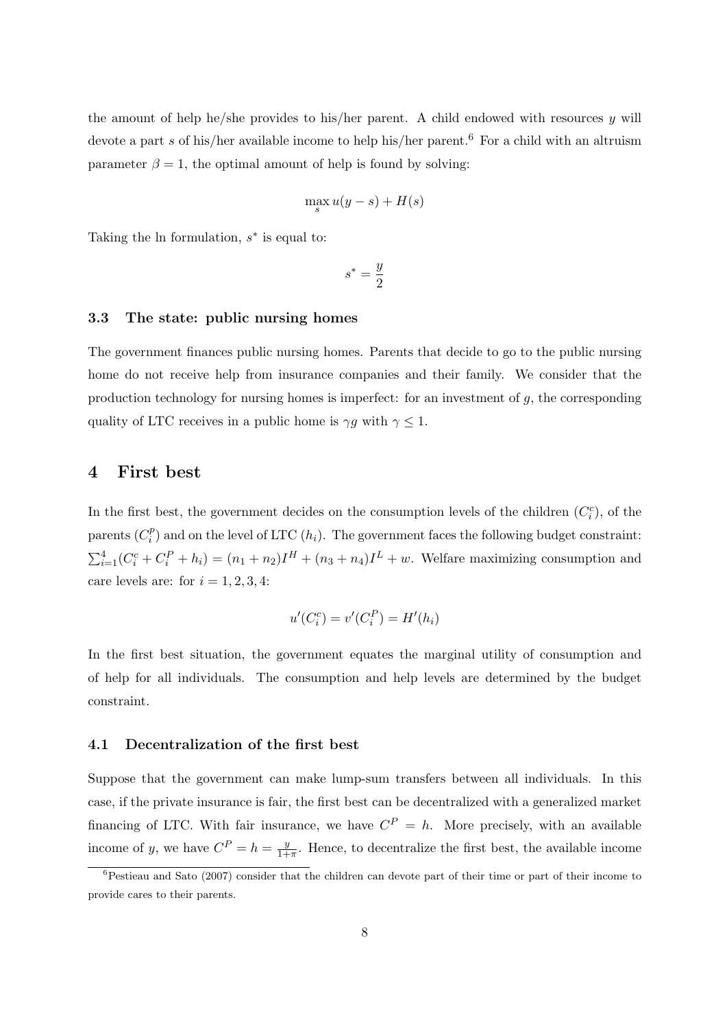the amount of help he/she provides to his/her parent. A child endowed with resources $y$ will devote a part $s$ of his/her available income to help his/her parent.[6] For a child with an altruism parameter $\beta = 1$, the optimal amount of help is found by solving:

$$\max_s u(y - s) + H(s)$$

Taking the ln formulation, $s^*$ is equal to:

$$s^* = \frac{y}{2}$$

### 3.3 The state: public nursing homes

The government finances public nursing homes. Parents that decide to go to the public nursing home do not receive help from insurance companies and their family. We consider that the production technology for nursing homes is imperfect: for an investment of $g$, the corresponding quality of LTC receives in a public home is $\gamma g$ with $\gamma \leq 1$.

## 4 First best

In the first best, the government decides on the consumption levels of the children ($C_i^c$), of the parents ($C_i^p$) and on the level of LTC ($h_i$). The government faces the following budget constraint: $\sum_{i=1}^{4}(C_i^c + C_i^P + h_i) = (n_1 + n_2)I^H + (n_3 + n_4)I^L + w$. Welfare maximizing consumption and care levels are: for $i = 1, 2, 3, 4$:

$$u'(C_i^c) = v'(C_i^P) = H'(h_i)$$

In the first best situation, the government equates the marginal utility of consumption and of help for all individuals. The consumption and help levels are determined by the budget constraint.

### 4.1 Decentralization of the first best

Suppose that the government can make lump-sum transfers between all individuals. In this case, if the private insurance is fair, the first best can be decentralized with a generalized market financing of LTC. With fair insurance, we have $C^P = h$. More precisely, with an available income of $y$, we have $C^P = h = \frac{y}{1+\pi}$. Hence, to decentralize the first best, the available income

[6] Pestieau and Sato (2007) consider that the children can devote part of their time or part of their income to provide cares to their parents.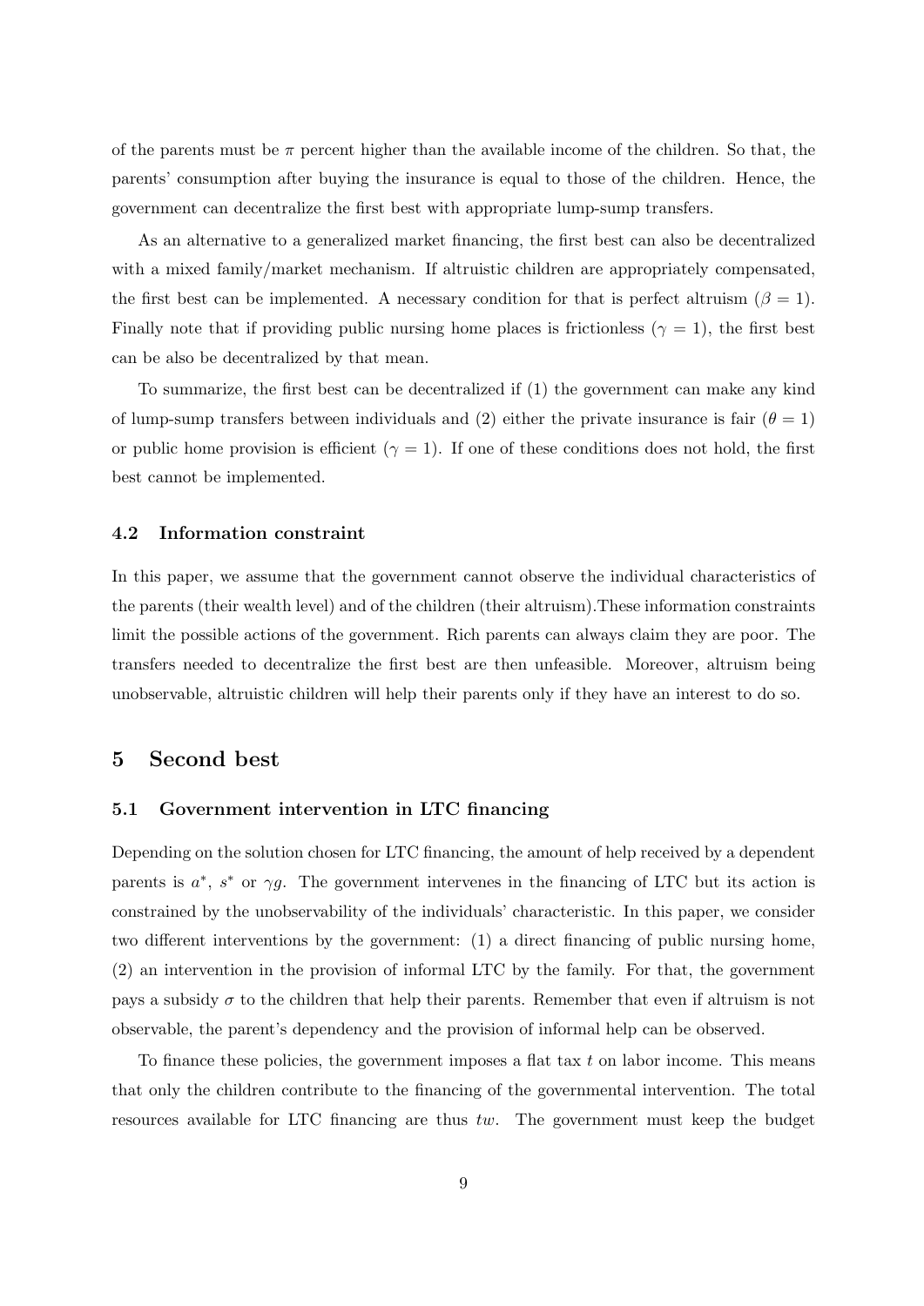of the parents must be $\pi$ percent higher than the available income of the children. So that, the parents' consumption after buying the insurance is equal to those of the children. Hence, the government can decentralize the first best with appropriate lump-sump transfers.

As an alternative to a generalized market financing, the first best can also be decentralized with a mixed family/market mechanism. If altruistic children are appropriately compensated, the first best can be implemented. A necessary condition for that is perfect altruism ($\beta = 1$). Finally note that if providing public nursing home places is frictionless ($\gamma = 1$), the first best can be also be decentralized by that mean.

To summarize, the first best can be decentralized if (1) the government can make any kind of lump-sump transfers between individuals and (2) either the private insurance is fair ($\theta = 1$) or public home provision is efficient ($\gamma = 1$). If one of these conditions does not hold, the first best cannot be implemented.

### 4.2 Information constraint

In this paper, we assume that the government cannot observe the individual characteristics of the parents (their wealth level) and of the children (their altruism).These information constraints limit the possible actions of the government. Rich parents can always claim they are poor. The transfers needed to decentralize the first best are then unfeasible. Moreover, altruism being unobservable, altruistic children will help their parents only if they have an interest to do so.

## 5 Second best

### 5.1 Government intervention in LTC financing

Depending on the solution chosen for LTC financing, the amount of help received by a dependent parents is $a^*$, $s^*$ or $\gamma g$. The government intervenes in the financing of LTC but its action is constrained by the unobservability of the individuals' characteristic. In this paper, we consider two different interventions by the government: (1) a direct financing of public nursing home, (2) an intervention in the provision of informal LTC by the family. For that, the government pays a subsidy $\sigma$ to the children that help their parents. Remember that even if altruism is not observable, the parent's dependency and the provision of informal help can be observed.

To finance these policies, the government imposes a flat tax $t$ on labor income. This means that only the children contribute to the financing of the governmental intervention. The total resources available for LTC financing are thus $tw$. The government must keep the budget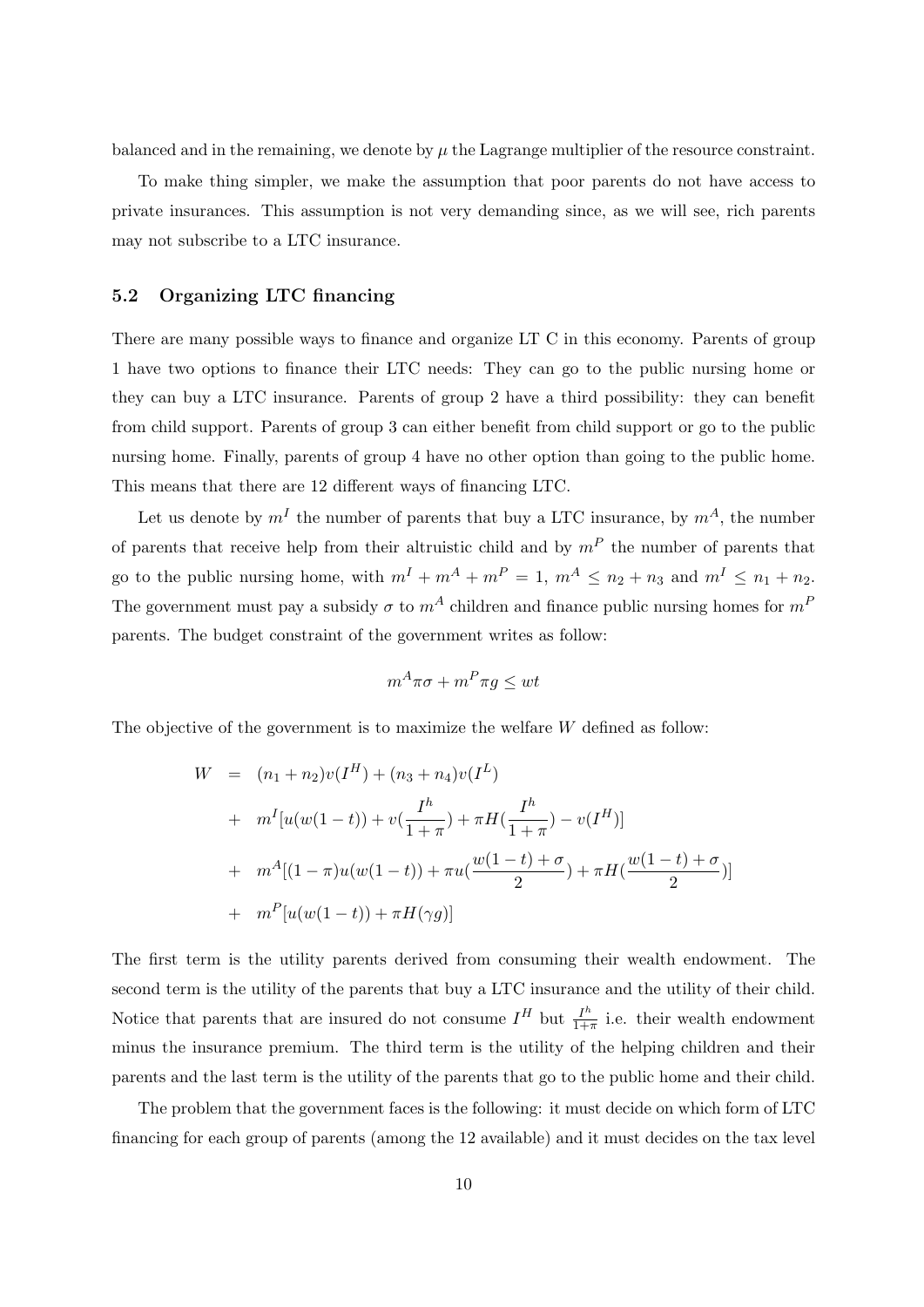balanced and in the remaining, we denote by $\mu$ the Lagrange multiplier of the resource constraint.

To make thing simpler, we make the assumption that poor parents do not have access to private insurances. This assumption is not very demanding since, as we will see, rich parents may not subscribe to a LTC insurance.

### 5.2 Organizing LTC financing

There are many possible ways to finance and organize LT C in this economy. Parents of group 1 have two options to finance their LTC needs: They can go to the public nursing home or they can buy a LTC insurance. Parents of group 2 have a third possibility: they can benefit from child support. Parents of group 3 can either benefit from child support or go to the public nursing home. Finally, parents of group 4 have no other option than going to the public home. This means that there are 12 different ways of financing LTC.

Let us denote by $m^I$ the number of parents that buy a LTC insurance, by $m^A$, the number of parents that receive help from their altruistic child and by $m^P$ the number of parents that go to the public nursing home, with $m^I + m^A + m^P = 1$, $m^A \leq n_2 + n_3$ and $m^I \leq n_1 + n_2$. The government must pay a subsidy $\sigma$ to $m^A$ children and finance public nursing homes for $m^P$ parents. The budget constraint of the government writes as follow:

$$m^A \pi \sigma + m^P \pi g \leq wt$$

The objective of the government is to maximize the welfare $W$ defined as follow:

$$\begin{aligned}
W &= (n_1 + n_2)v(I^H) + (n_3 + n_4)v(I^L) \\
&+ m^I[u(w(1-t)) + v(\frac{I^h}{1+\pi}) + \pi H(\frac{I^h}{1+\pi}) - v(I^H)] \\
&+ m^A[(1-\pi)u(w(1-t)) + \pi u(\frac{w(1-t)+\sigma}{2}) + \pi H(\frac{w(1-t)+\sigma}{2})] \\
&+ m^P[u(w(1-t)) + \pi H(\gamma g)]
\end{aligned}$$

The first term is the utility parents derived from consuming their wealth endowment. The second term is the utility of the parents that buy a LTC insurance and the utility of their child. Notice that parents that are insured do not consume $I^H$ but $\frac{I^h}{1+\pi}$ i.e. their wealth endowment minus the insurance premium. The third term is the utility of the helping children and their parents and the last term is the utility of the parents that go to the public home and their child.

The problem that the government faces is the following: it must decide on which form of LTC financing for each group of parents (among the 12 available) and it must decides on the tax level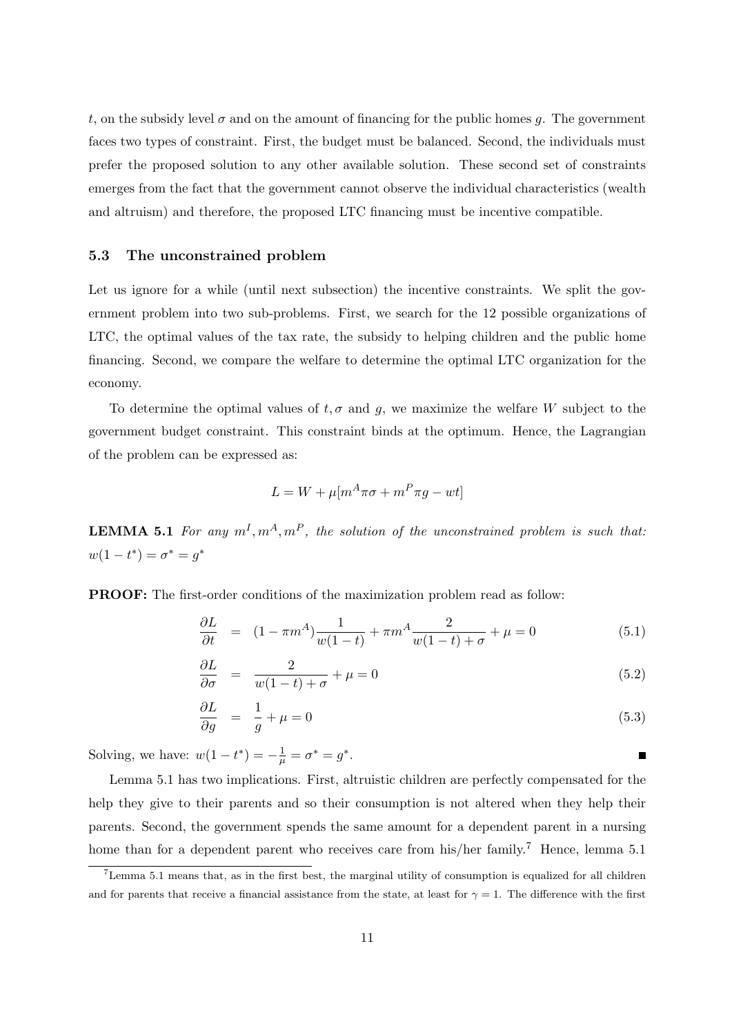$t$, on the subsidy level $\sigma$ and on the amount of financing for the public homes $g$. The government faces two types of constraint. First, the budget must be balanced. Second, the individuals must prefer the proposed solution to any other available solution. These second set of constraints emerges from the fact that the government cannot observe the individual characteristics (wealth and altruism) and therefore, the proposed LTC financing must be incentive compatible.

### 5.3 The unconstrained problem

Let us ignore for a while (until next subsection) the incentive constraints. We split the government problem into two sub-problems. First, we search for the 12 possible organizations of LTC, the optimal values of the tax rate, the subsidy to helping children and the public home financing. Second, we compare the welfare to determine the optimal LTC organization for the economy.

To determine the optimal values of $t, \sigma$ and $g$, we maximize the welfare $W$ subject to the government budget constraint. This constraint binds at the optimum. Hence, the Lagrangian of the problem can be expressed as:

$$L = W + \mu[m^A \pi \sigma + m^P \pi g - wt]$$

**LEMMA 5.1** *For any $m^I, m^A, m^P$, the solution of the unconstrained problem is such that: $w(1-t^*) = \sigma^* = g^*$*

**PROOF:** The first-order conditions of the maximization problem read as follow:

$$\frac{\partial L}{\partial t} = (1 - \pi m^A)\frac{1}{w(1-t)} + \pi m^A \frac{2}{w(1-t)+\sigma} + \mu = 0 \tag{5.1}$$

$$\frac{\partial L}{\partial \sigma} = \frac{2}{w(1-t)+\sigma} + \mu = 0 \tag{5.2}$$

$$\frac{\partial L}{\partial g} = \frac{1}{g} + \mu = 0 \tag{5.3}$$

Solving, we have: $w(1-t^*) = -\frac{1}{\mu} = \sigma^* = g^*$. ■

Lemma 5.1 has two implications. First, altruistic children are perfectly compensated for the help they give to their parents and so their consumption is not altered when they help their parents. Second, the government spends the same amount for a dependent parent in a nursing home than for a dependent parent who receives care from his/her family.[7] Hence, lemma 5.1

[7] Lemma 5.1 means that, as in the first best, the marginal utility of consumption is equalized for all children and for parents that receive a financial assistance from the state, at least for $\gamma = 1$. The difference with the first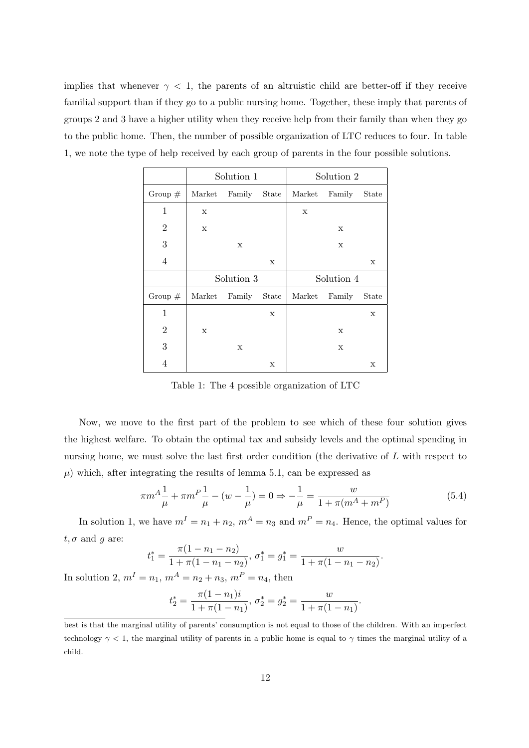implies that whenever $\gamma < 1$, the parents of an altruistic child are better-off if they receive familial support than if they go to a public nursing home. Together, these imply that parents of groups 2 and 3 have a higher utility when they receive help from their family than when they go to the public home. Then, the number of possible organization of LTC reduces to four. In table 1, we note the type of help received by each group of parents in the four possible solutions.

| | Solution 1 | | | Solution 2 | | |
|---|---|---|---|---|---|---|
| Group # | Market | Family | State | Market | Family | State |
| 1 | x | | | x | | |
| 2 | x | | | | x | |
| 3 | | x | | | x | |
| 4 | | | x | | | x |
| | **Solution 3** | | | **Solution 4** | | |
| Group # | Market | Family | State | Market | Family | State |
| 1 | | | x | | | x |
| 2 | x | | | | x | |
| 3 | | x | | | x | |
| 4 | | | x | | | x |

Table 1: The 4 possible organization of LTC

Now, we move to the first part of the problem to see which of these four solution gives the highest welfare. To obtain the optimal tax and subsidy levels and the optimal spending in nursing home, we must solve the last first order condition (the derivative of $L$ with respect to $\mu$) which, after integrating the results of lemma 5.1, can be expressed as

$$\pi m^A \frac{1}{\mu} + \pi m^P \frac{1}{\mu} - (w - \frac{1}{\mu}) = 0 \Rightarrow -\frac{1}{\mu} = \frac{w}{1 + \pi(m^A + m^P)} \tag{5.4}$$

In solution 1, we have $m^I = n_1 + n_2$, $m^A = n_3$ and $m^P = n_4$. Hence, the optimal values for $t, \sigma$ and $g$ are:

$$t_1^* = \frac{\pi(1 - n_1 - n_2)}{1 + \pi(1 - n_1 - n_2)},\ \sigma_1^* = g_1^* = \frac{w}{1 + \pi(1 - n_1 - n_2)}.$$

In solution 2, $m^I = n_1$, $m^A = n_2 + n_3$, $m^P = n_4$, then

$$t_2^* = \frac{\pi(1 - n_1)i}{1 + \pi(1 - n_1)},\ \sigma_2^* = g_2^* = \frac{w}{1 + \pi(1 - n_1)}.$$

---

best is that the marginal utility of parents' consumption is not equal to those of the children. With an imperfect technology $\gamma < 1$, the marginal utility of parents in a public home is equal to $\gamma$ times the marginal utility of a child.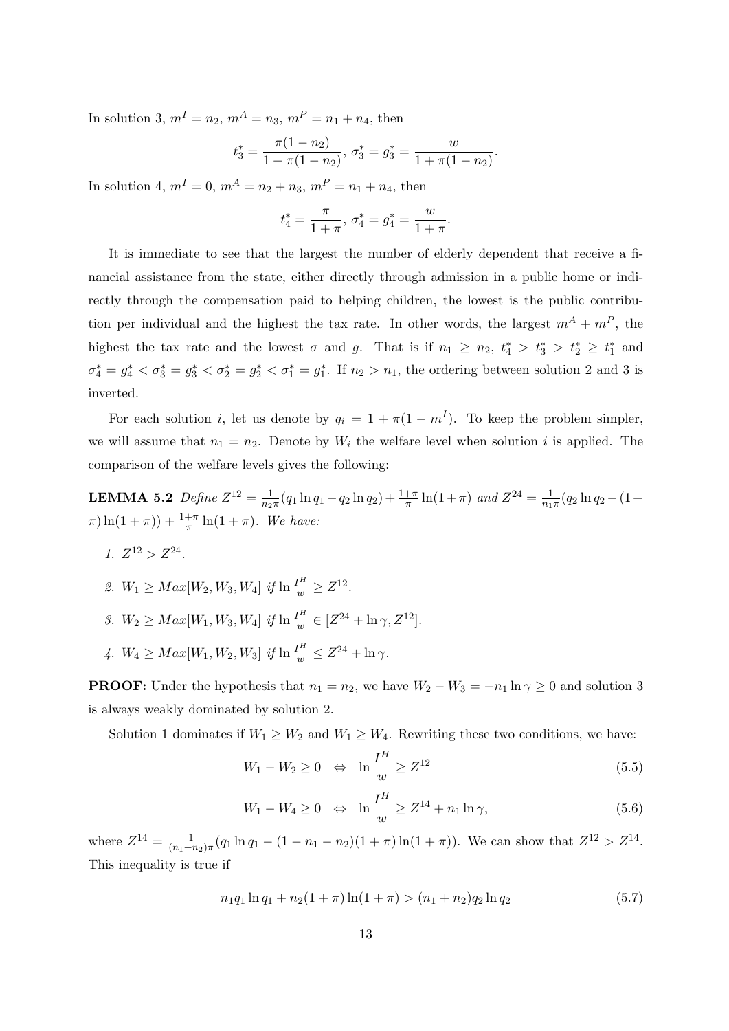In solution 3, $m^I = n_2$, $m^A = n_3$, $m^P = n_1 + n_4$, then

$$t_3^* = \frac{\pi(1-n_2)}{1+\pi(1-n_2)},\ \sigma_3^* = g_3^* = \frac{w}{1+\pi(1-n_2)}.$$

In solution 4, $m^I = 0$, $m^A = n_2 + n_3$, $m^P = n_1 + n_4$, then

$$t_4^* = \frac{\pi}{1+\pi},\ \sigma_4^* = g_4^* = \frac{w}{1+\pi}.$$

It is immediate to see that the largest the number of elderly dependent that receive a financial assistance from the state, either directly through admission in a public home or indirectly through the compensation paid to helping children, the lowest is the public contribution per individual and the highest the tax rate. In other words, the largest $m^A + m^P$, the highest the tax rate and the lowest $\sigma$ and $g$. That is if $n_1 \geq n_2$, $t_4^* > t_3^* > t_2^* \geq t_1^*$ and $\sigma_4^* = g_4^* < \sigma_3^* = g_3^* < \sigma_2^* = g_2^* < \sigma_1^* = g_1^*$. If $n_2 > n_1$, the ordering between solution 2 and 3 is inverted.

For each solution $i$, let us denote by $q_i = 1 + \pi(1 - m^I)$. To keep the problem simpler, we will assume that $n_1 = n_2$. Denote by $W_i$ the welfare level when solution $i$ is applied. The comparison of the welfare levels gives the following:

**LEMMA 5.2** *Define* $Z^{12} = \frac{1}{n_2\pi}(q_1 \ln q_1 - q_2 \ln q_2) + \frac{1+\pi}{\pi}\ln(1+\pi)$ *and* $Z^{24} = \frac{1}{n_1\pi}(q_2 \ln q_2 - (1+\pi)\ln(1+\pi)) + \frac{1+\pi}{\pi}\ln(1+\pi)$. *We have:*

1. $Z^{12} > Z^{24}$.
2. $W_1 \geq Max[W_2, W_3, W_4]$ *if* $\ln \frac{I^H}{w} \geq Z^{12}$.
3. $W_2 \geq Max[W_1, W_3, W_4]$ *if* $\ln \frac{I^H}{w} \in [Z^{24} + \ln\gamma, Z^{12}]$.
4. $W_4 \geq Max[W_1, W_2, W_3]$ *if* $\ln \frac{I^H}{w} \leq Z^{24} + \ln\gamma$.

**PROOF:** Under the hypothesis that $n_1 = n_2$, we have $W_2 - W_3 = -n_1 \ln\gamma \geq 0$ and solution 3 is always weakly dominated by solution 2.

Solution 1 dominates if $W_1 \geq W_2$ and $W_1 \geq W_4$. Rewriting these two conditions, we have:

$$W_1 - W_2 \geq 0 \quad \Leftrightarrow \quad \ln\frac{I^H}{w} \geq Z^{12} \tag{5.5}$$

$$W_1 - W_4 \geq 0 \quad \Leftrightarrow \quad \ln\frac{I^H}{w} \geq Z^{14} + n_1 \ln\gamma, \tag{5.6}$$

where $Z^{14} = \frac{1}{(n_1+n_2)\pi}(q_1 \ln q_1 - (1 - n_1 - n_2)(1+\pi)\ln(1+\pi))$. We can show that $Z^{12} > Z^{14}$. This inequality is true if

$$n_1 q_1 \ln q_1 + n_2(1+\pi)\ln(1+\pi) > (n_1 + n_2) q_2 \ln q_2 \tag{5.7}$$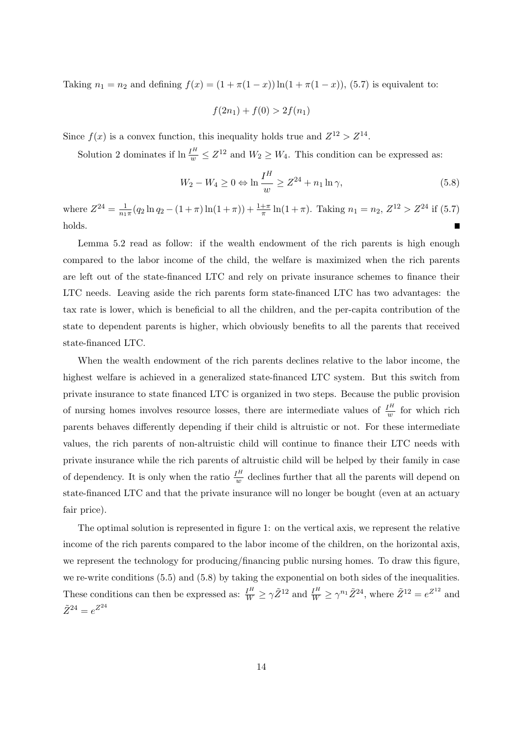Taking $n_1 = n_2$ and defining $f(x) = (1 + \pi(1 - x)) \ln(1 + \pi(1 - x))$, (5.7) is equivalent to:

$$f(2n_1) + f(0) > 2f(n_1)$$

Since $f(x)$ is a convex function, this inequality holds true and $Z^{12} > Z^{14}$.

Solution 2 dominates if $\ln \frac{I^H}{w} \leq Z^{12}$ and $W_2 \geq W_4$. This condition can be expressed as:

$$W_2 - W_4 \geq 0 \Leftrightarrow \ln \frac{I^H}{w} \geq Z^{24} + n_1 \ln \gamma, \tag{5.8}$$

where $Z^{24} = \frac{1}{n_1 \pi}(q_2 \ln q_2 - (1 + \pi) \ln(1 + \pi)) + \frac{1+\pi}{\pi} \ln(1 + \pi)$. Taking $n_1 = n_2$, $Z^{12} > Z^{24}$ if (5.7) holds. ∎

Lemma 5.2 read as follow: if the wealth endowment of the rich parents is high enough compared to the labor income of the child, the welfare is maximized when the rich parents are left out of the state-financed LTC and rely on private insurance schemes to finance their LTC needs. Leaving aside the rich parents form state-financed LTC has two advantages: the tax rate is lower, which is beneficial to all the children, and the per-capita contribution of the state to dependent parents is higher, which obviously benefits to all the parents that received state-financed LTC.

When the wealth endowment of the rich parents declines relative to the labor income, the highest welfare is achieved in a generalized state-financed LTC system. But this switch from private insurance to state financed LTC is organized in two steps. Because the public provision of nursing homes involves resource losses, there are intermediate values of $\frac{I^H}{w}$ for which rich parents behaves differently depending if their child is altruistic or not. For these intermediate values, the rich parents of non-altruistic child will continue to finance their LTC needs with private insurance while the rich parents of altruistic child will be helped by their family in case of dependency. It is only when the ratio $\frac{I^H}{w}$ declines further that all the parents will depend on state-financed LTC and that the private insurance will no longer be bought (even at an actuary fair price).

The optimal solution is represented in figure 1: on the vertical axis, we represent the relative income of the rich parents compared to the labor income of the children, on the horizontal axis, we represent the technology for producing/financing public nursing homes. To draw this figure, we re-write conditions (5.5) and (5.8) by taking the exponential on both sides of the inequalities. These conditions can then be expressed as: $\frac{I^H}{W} \geq \gamma \tilde{Z}^{12}$ and $\frac{I^H}{W} \geq \gamma^{n_1} \tilde{Z}^{24}$, where $\tilde{Z}^{12} = e^{Z^{12}}$ and $\tilde{Z}^{24} = e^{Z^{24}}$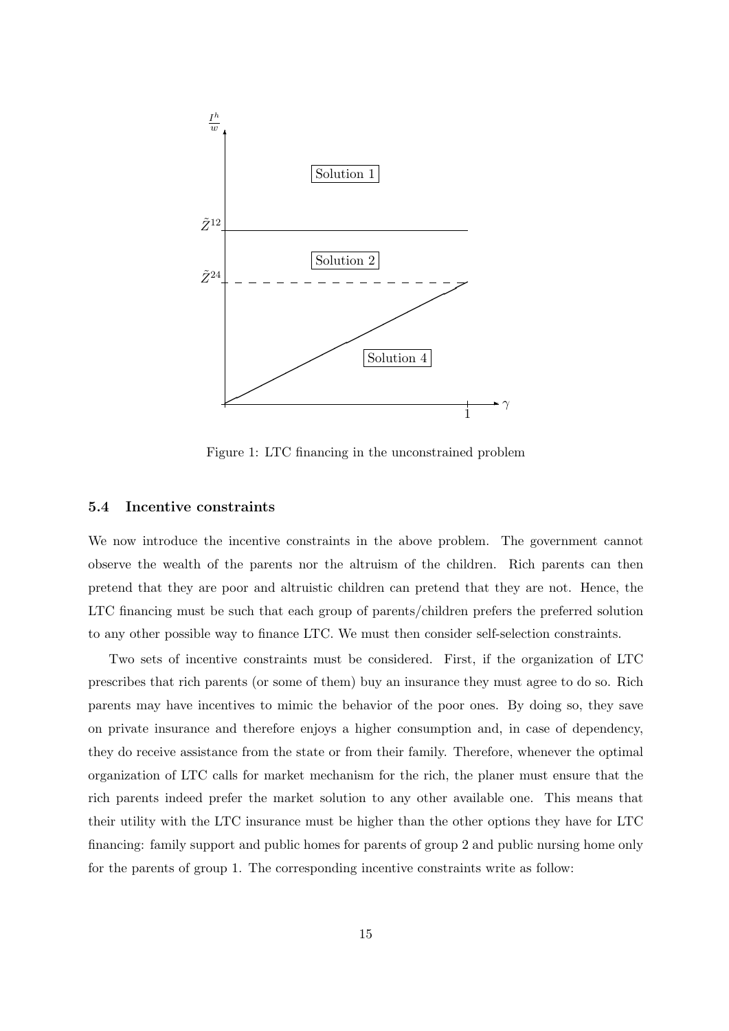Figure 1: LTC financing in the unconstrained problem

### 5.4 Incentive constraints

We now introduce the incentive constraints in the above problem. The government cannot observe the wealth of the parents nor the altruism of the children. Rich parents can then pretend that they are poor and altruistic children can pretend that they are not. Hence, the LTC financing must be such that each group of parents/children prefers the preferred solution to any other possible way to finance LTC. We must then consider self-selection constraints.

Two sets of incentive constraints must be considered. First, if the organization of LTC prescribes that rich parents (or some of them) buy an insurance they must agree to do so. Rich parents may have incentives to mimic the behavior of the poor ones. By doing so, they save on private insurance and therefore enjoys a higher consumption and, in case of dependency, they do receive assistance from the state or from their family. Therefore, whenever the optimal organization of LTC calls for market mechanism for the rich, the planer must ensure that the rich parents indeed prefer the market solution to any other available one. This means that their utility with the LTC insurance must be higher than the other options they have for LTC financing: family support and public homes for parents of group 2 and public nursing home only for the parents of group 1. The corresponding incentive constraints write as follow: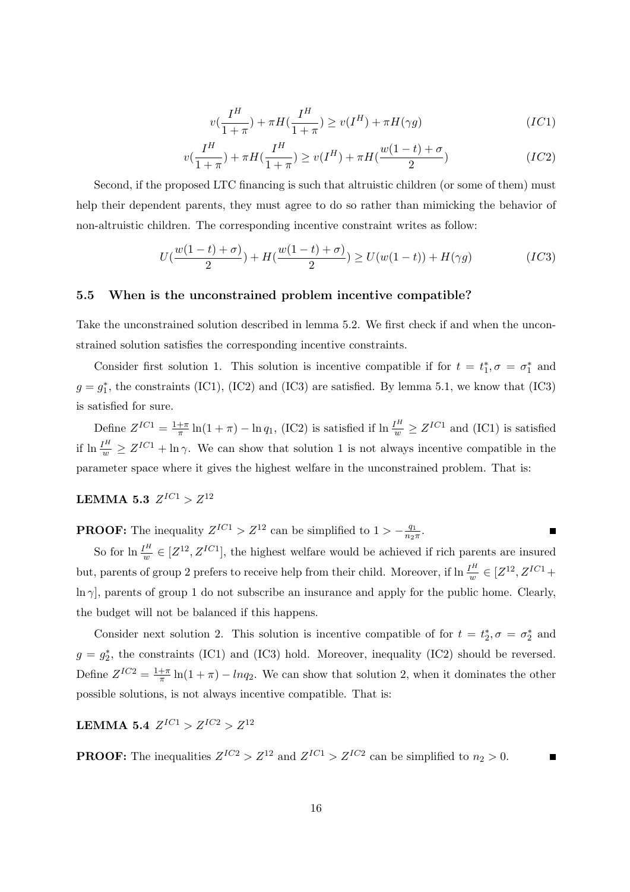$$v(\frac{I^H}{1+\pi}) + \pi H(\frac{I^H}{1+\pi}) \geq v(I^H) + \pi H(\gamma g) \quad (IC1)$$

$$v(\frac{I^H}{1+\pi}) + \pi H(\frac{I^H}{1+\pi}) \geq v(I^H) + \pi H(\frac{w(1-t)+\sigma}{2}) \quad (IC2)$$

Second, if the proposed LTC financing is such that altruistic children (or some of them) must help their dependent parents, they must agree to do so rather than mimicking the behavior of non-altruistic children. The corresponding incentive constraint writes as follow:

$$U(\frac{w(1-t)+\sigma}{2}) + H(\frac{w(1-t)+\sigma}{2}) \geq U(w(1-t)) + H(\gamma g) \quad (IC3)$$

### 5.5 When is the unconstrained problem incentive compatible?

Take the unconstrained solution described in lemma 5.2. We first check if and when the unconstrained solution satisfies the corresponding incentive constraints.

Consider first solution 1. This solution is incentive compatible if for $t = t_1^*, \sigma = \sigma_1^*$ and $g = g_1^*$, the constraints (IC1), (IC2) and (IC3) are satisfied. By lemma 5.1, we know that (IC3) is satisfied for sure.

Define $Z^{IC1} = \frac{1+\pi}{\pi}\ln(1+\pi) - \ln q_1$, (IC2) is satisfied if $\ln\frac{I^H}{w} \geq Z^{IC1}$ and (IC1) is satisfied if $\ln\frac{I^H}{w} \geq Z^{IC1} + \ln\gamma$. We can show that solution 1 is not always incentive compatible in the parameter space where it gives the highest welfare in the unconstrained problem. That is:

**LEMMA 5.3** $Z^{IC1} > Z^{12}$

**PROOF:** The inequality $Z^{IC1} > Z^{12}$ can be simplified to $1 > -\frac{q_1}{n_2\pi}$. ∎

So for $\ln\frac{I^H}{w} \in [Z^{12}, Z^{IC1}]$, the highest welfare would be achieved if rich parents are insured but, parents of group 2 prefers to receive help from their child. Moreover, if $\ln\frac{I^H}{w} \in [Z^{12}, Z^{IC1} + \ln\gamma]$, parents of group 1 do not subscribe an insurance and apply for the public home. Clearly, the budget will not be balanced if this happens.

Consider next solution 2. This solution is incentive compatible of for $t = t_2^*, \sigma = \sigma_2^*$ and $g = g_2^*$, the constraints (IC1) and (IC3) hold. Moreover, inequality (IC2) should be reversed. Define $Z^{IC2} = \frac{1+\pi}{\pi}\ln(1+\pi) - ln q_2$. We can show that solution 2, when it dominates the other possible solutions, is not always incentive compatible. That is:

**LEMMA 5.4** $Z^{IC1} > Z^{IC2} > Z^{12}$

**PROOF:** The inequalities $Z^{IC2} > Z^{12}$ and $Z^{IC1} > Z^{IC2}$ can be simplified to $n_2 > 0$. ∎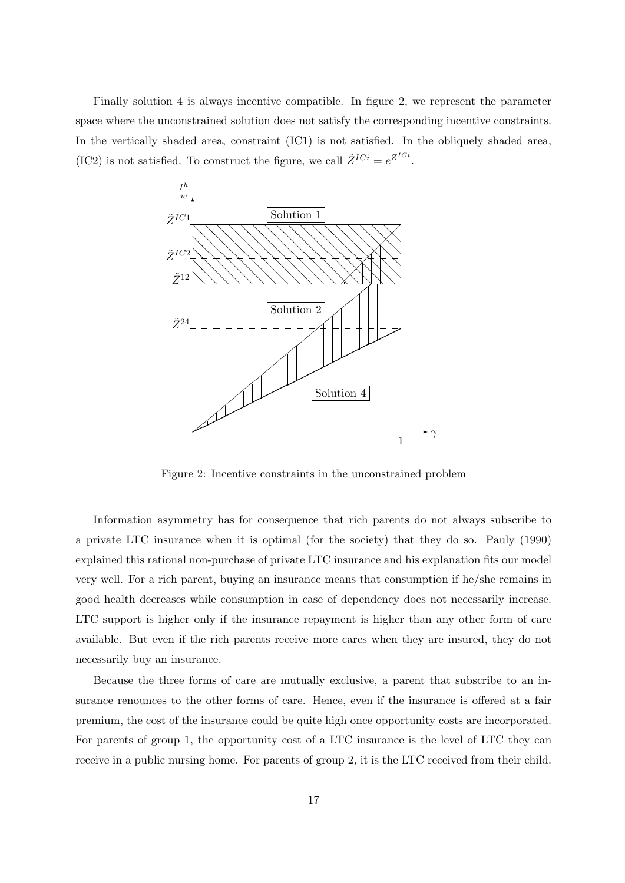Finally solution 4 is always incentive compatible. In figure 2, we represent the parameter space where the unconstrained solution does not satisfy the corresponding incentive constraints. In the vertically shaded area, constraint (IC1) is not satisfied. In the obliquely shaded area, (IC2) is not satisfied. To construct the figure, we call $\tilde{Z}^{ICi} = e^{Z^{ICi}}$.

Figure 2: Incentive constraints in the unconstrained problem

Information asymmetry has for consequence that rich parents do not always subscribe to a private LTC insurance when it is optimal (for the society) that they do so. Pauly (1990) explained this rational non-purchase of private LTC insurance and his explanation fits our model very well. For a rich parent, buying an insurance means that consumption if he/she remains in good health decreases while consumption in case of dependency does not necessarily increase. LTC support is higher only if the insurance repayment is higher than any other form of care available. But even if the rich parents receive more cares when they are insured, they do not necessarily buy an insurance.

Because the three forms of care are mutually exclusive, a parent that subscribe to an insurance renounces to the other forms of care. Hence, even if the insurance is offered at a fair premium, the cost of the insurance could be quite high once opportunity costs are incorporated. For parents of group 1, the opportunity cost of a LTC insurance is the level of LTC they can receive in a public nursing home. For parents of group 2, it is the LTC received from their child.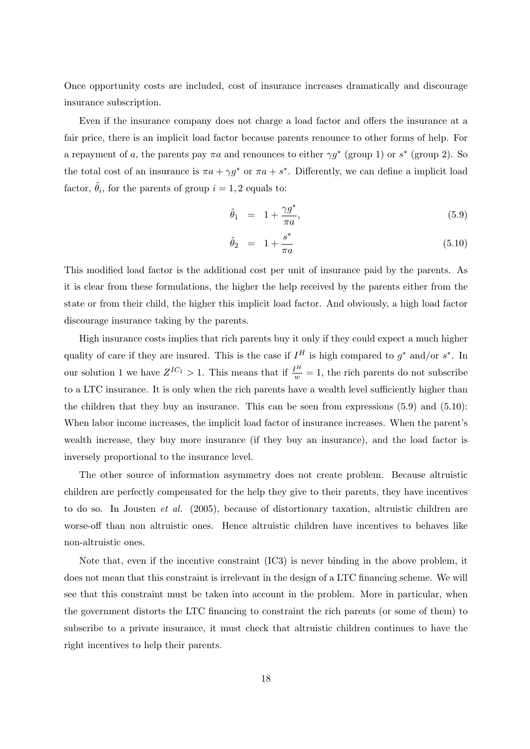Once opportunity costs are included, cost of insurance increases dramatically and discourage insurance subscription.

Even if the insurance company does not charge a load factor and offers the insurance at a fair price, there is an implicit load factor because parents renounce to other forms of help. For a repayment of $a$, the parents pay $\pi a$ and renounces to either $\gamma g^*$ (group 1) or $s^*$ (group 2). So the total cost of an insurance is $\pi a + \gamma g^*$ or $\pi a + s^*$. Differently, we can define a implicit load factor, $\tilde{\theta}_i$, for the parents of group $i = 1, 2$ equals to:

$$\tilde{\theta}_1 = 1 + \frac{\gamma g^*}{\pi a}, \tag{5.9}$$

$$\tilde{\theta}_2 = 1 + \frac{s^*}{\pi a} \tag{5.10}$$

This modified load factor is the additional cost per unit of insurance paid by the parents. As it is clear from these formulations, the higher the help received by the parents either from the state or from their child, the higher this implicit load factor. And obviously, a high load factor discourage insurance taking by the parents.

High insurance costs implies that rich parents buy it only if they could expect a much higher quality of care if they are insured. This is the case if $I^H$ is high compared to $g^*$ and/or $s^*$. In our solution 1 we have $Z^{IC_1} > 1$. This means that if $\frac{I^H}{w} = 1$, the rich parents do not subscribe to a LTC insurance. It is only when the rich parents have a wealth level sufficiently higher than the children that they buy an insurance. This can be seen from expressions (5.9) and (5.10): When labor income increases, the implicit load factor of insurance increases. When the parent's wealth increase, they buy more insurance (if they buy an insurance), and the load factor is inversely proportional to the insurance level.

The other source of information asymmetry does not create problem. Because altruistic children are perfectly compensated for the help they give to their parents, they have incentives to do so. In Jousten *et al.* (2005), because of distortionary taxation, altruistic children are worse-off than non altruistic ones. Hence altruistic children have incentives to behaves like non-altruistic ones.

Note that, even if the incentive constraint (IC3) is never binding in the above problem, it does not mean that this constraint is irrelevant in the design of a LTC financing scheme. We will see that this constraint must be taken into account in the problem. More in particular, when the government distorts the LTC financing to constraint the rich parents (or some of them) to subscribe to a private insurance, it must check that altruistic children continues to have the right incentives to help their parents.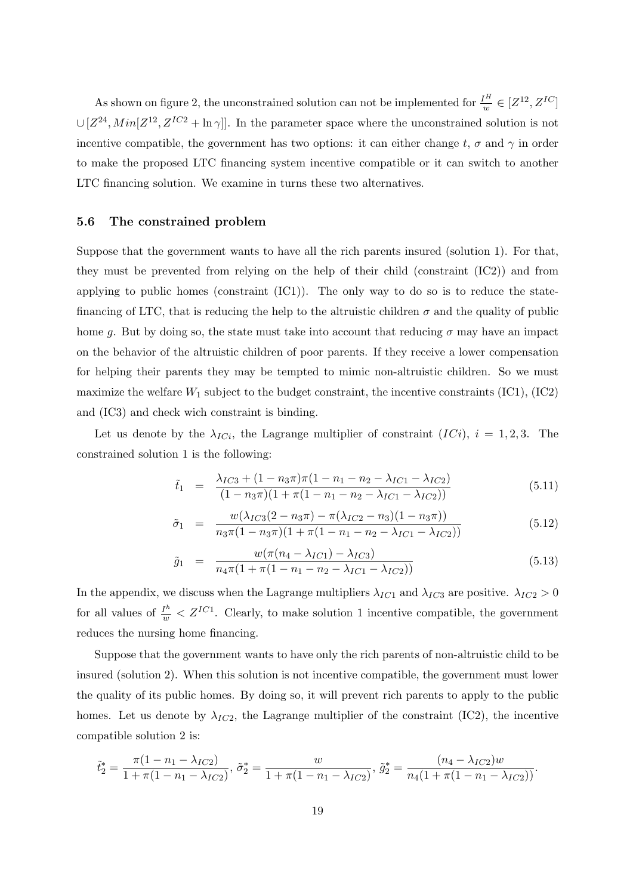As shown on figure 2, the unconstrained solution can not be implemented for $\frac{I^H}{w} \in [Z^{12}, Z^{IC}] \cup [Z^{24}, Min[Z^{12}, Z^{IC2} + \ln \gamma]]$. In the parameter space where the unconstrained solution is not incentive compatible, the government has two options: it can either change $t$, $\sigma$ and $\gamma$ in order to make the proposed LTC financing system incentive compatible or it can switch to another LTC financing solution. We examine in turns these two alternatives.

### 5.6 The constrained problem

Suppose that the government wants to have all the rich parents insured (solution 1). For that, they must be prevented from relying on the help of their child (constraint (IC2)) and from applying to public homes (constraint (IC1)). The only way to do so is to reduce the state-financing of LTC, that is reducing the help to the altruistic children $\sigma$ and the quality of public home $g$. But by doing so, the state must take into account that reducing $\sigma$ may have an impact on the behavior of the altruistic children of poor parents. If they receive a lower compensation for helping their parents they may be tempted to mimic non-altruistic children. So we must maximize the welfare $W_1$ subject to the budget constraint, the incentive constraints (IC1), (IC2) and (IC3) and check wich constraint is binding.

Let us denote by the $\lambda_{ICi}$, the Lagrange multiplier of constraint $(ICi)$, $i = 1, 2, 3$. The constrained solution 1 is the following:

$$\tilde{t}_1 = \frac{\lambda_{IC3} + (1 - n_3\pi)\pi(1 - n_1 - n_2 - \lambda_{IC1} - \lambda_{IC2})}{(1 - n_3\pi)(1 + \pi(1 - n_1 - n_2 - \lambda_{IC1} - \lambda_{IC2}))} \tag{5.11}$$

$$\tilde{\sigma}_1 = \frac{w(\lambda_{IC3}(2 - n_3\pi) - \pi(\lambda_{IC2} - n_3)(1 - n_3\pi))}{n_3\pi(1 - n_3\pi)(1 + \pi(1 - n_1 - n_2 - \lambda_{IC1} - \lambda_{IC2}))} \tag{5.12}$$

$$\tilde{g}_1 = \frac{w(\pi(n_4 - \lambda_{IC1}) - \lambda_{IC3})}{n_4\pi(1 + \pi(1 - n_1 - n_2 - \lambda_{IC1} - \lambda_{IC2}))} \tag{5.13}$$

In the appendix, we discuss when the Lagrange multipliers $\lambda_{IC1}$ and $\lambda_{IC3}$ are positive. $\lambda_{IC2} > 0$ for all values of $\frac{I^h}{w} < Z^{IC1}$. Clearly, to make solution 1 incentive compatible, the government reduces the nursing home financing.

Suppose that the government wants to have only the rich parents of non-altruistic child to be insured (solution 2). When this solution is not incentive compatible, the government must lower the quality of its public homes. By doing so, it will prevent rich parents to apply to the public homes. Let us denote by $\lambda_{IC2}$, the Lagrange multiplier of the constraint (IC2), the incentive compatible solution 2 is:

$$\tilde{t}_2^* = \frac{\pi(1 - n_1 - \lambda_{IC2})}{1 + \pi(1 - n_1 - \lambda_{IC2})},\ \tilde{\sigma}_2^* = \frac{w}{1 + \pi(1 - n_1 - \lambda_{IC2})},\ \tilde{g}_2^* = \frac{(n_4 - \lambda_{IC2})w}{n_4(1 + \pi(1 - n_1 - \lambda_{IC2}))}.$$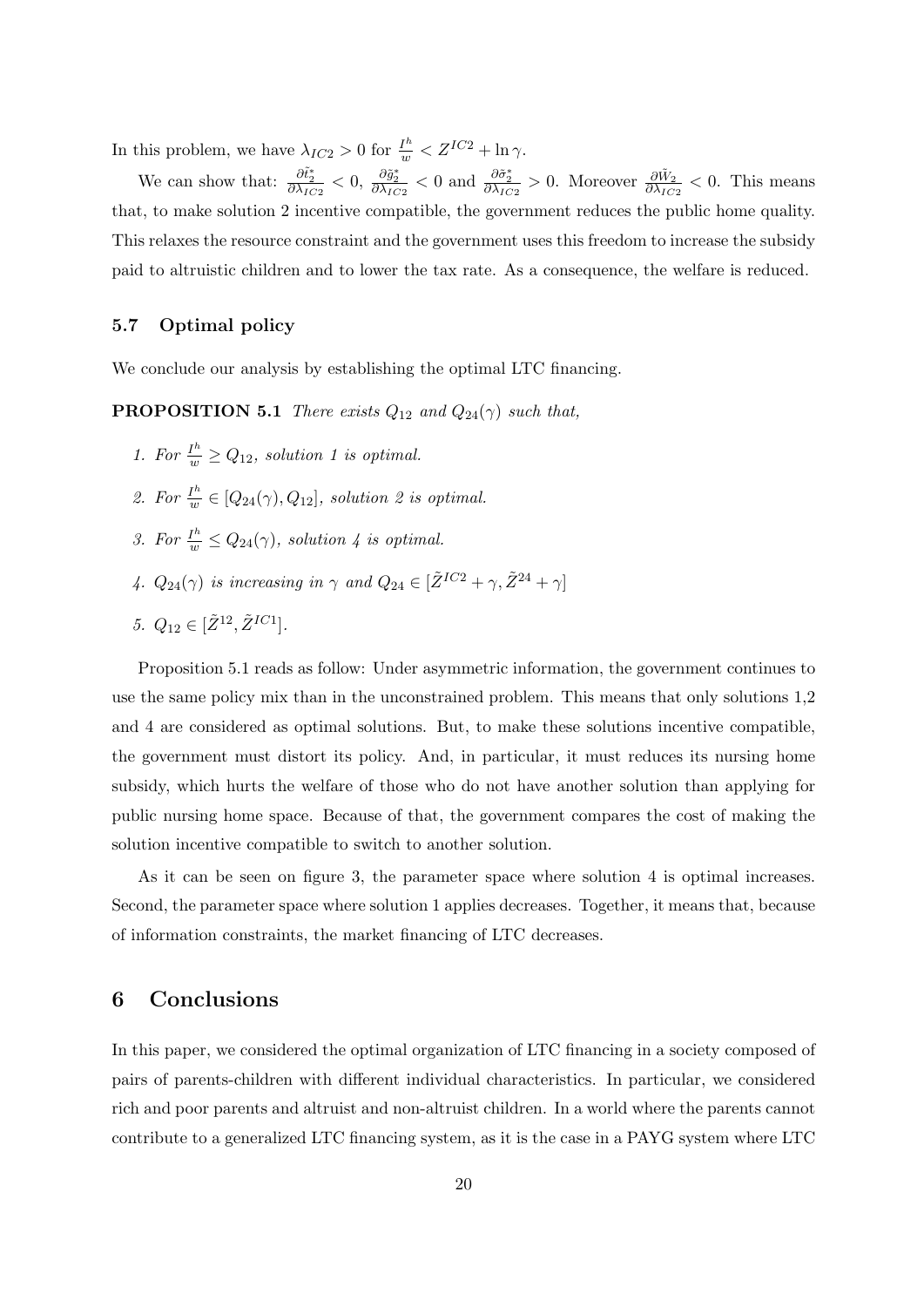In this problem, we have $\lambda_{IC2} > 0$ for $\frac{I^h}{w} < Z^{IC2} + \ln \gamma$.

We can show that: $\frac{\partial \tilde{l}_2^*}{\partial \lambda_{IC2}} < 0$, $\frac{\partial \tilde{g}_2^*}{\partial \lambda_{IC2}} < 0$ and $\frac{\partial \tilde{\sigma}_2^*}{\partial \lambda_{IC2}} > 0$. Moreover $\frac{\partial \tilde{W}_2}{\partial \lambda_{IC2}} < 0$. This means that, to make solution 2 incentive compatible, the government reduces the public home quality. This relaxes the resource constraint and the government uses this freedom to increase the subsidy paid to altruistic children and to lower the tax rate. As a consequence, the welfare is reduced.

### 5.7 Optimal policy

We conclude our analysis by establishing the optimal LTC financing.

**PROPOSITION 5.1** *There exists $Q_{12}$ and $Q_{24}(\gamma)$ such that,*

1. *For $\frac{I^h}{w} \geq Q_{12}$, solution 1 is optimal.*
2. *For $\frac{I^h}{w} \in [Q_{24}(\gamma), Q_{12}]$, solution 2 is optimal.*
3. *For $\frac{I^h}{w} \leq Q_{24}(\gamma)$, solution 4 is optimal.*
4. *$Q_{24}(\gamma)$ is increasing in $\gamma$ and $Q_{24} \in [\tilde{Z}^{IC2} + \gamma, \tilde{Z}^{24} + \gamma]$*
5. *$Q_{12} \in [\tilde{Z}^{12}, \tilde{Z}^{IC1}]$.*

Proposition 5.1 reads as follow: Under asymmetric information, the government continues to use the same policy mix than in the unconstrained problem. This means that only solutions 1,2 and 4 are considered as optimal solutions. But, to make these solutions incentive compatible, the government must distort its policy. And, in particular, it must reduces its nursing home subsidy, which hurts the welfare of those who do not have another solution than applying for public nursing home space. Because of that, the government compares the cost of making the solution incentive compatible to switch to another solution.

As it can be seen on figure 3, the parameter space where solution 4 is optimal increases. Second, the parameter space where solution 1 applies decreases. Together, it means that, because of information constraints, the market financing of LTC decreases.

## 6 Conclusions

In this paper, we considered the optimal organization of LTC financing in a society composed of pairs of parents-children with different individual characteristics. In particular, we considered rich and poor parents and altruist and non-altruist children. In a world where the parents cannot contribute to a generalized LTC financing system, as it is the case in a PAYG system where LTC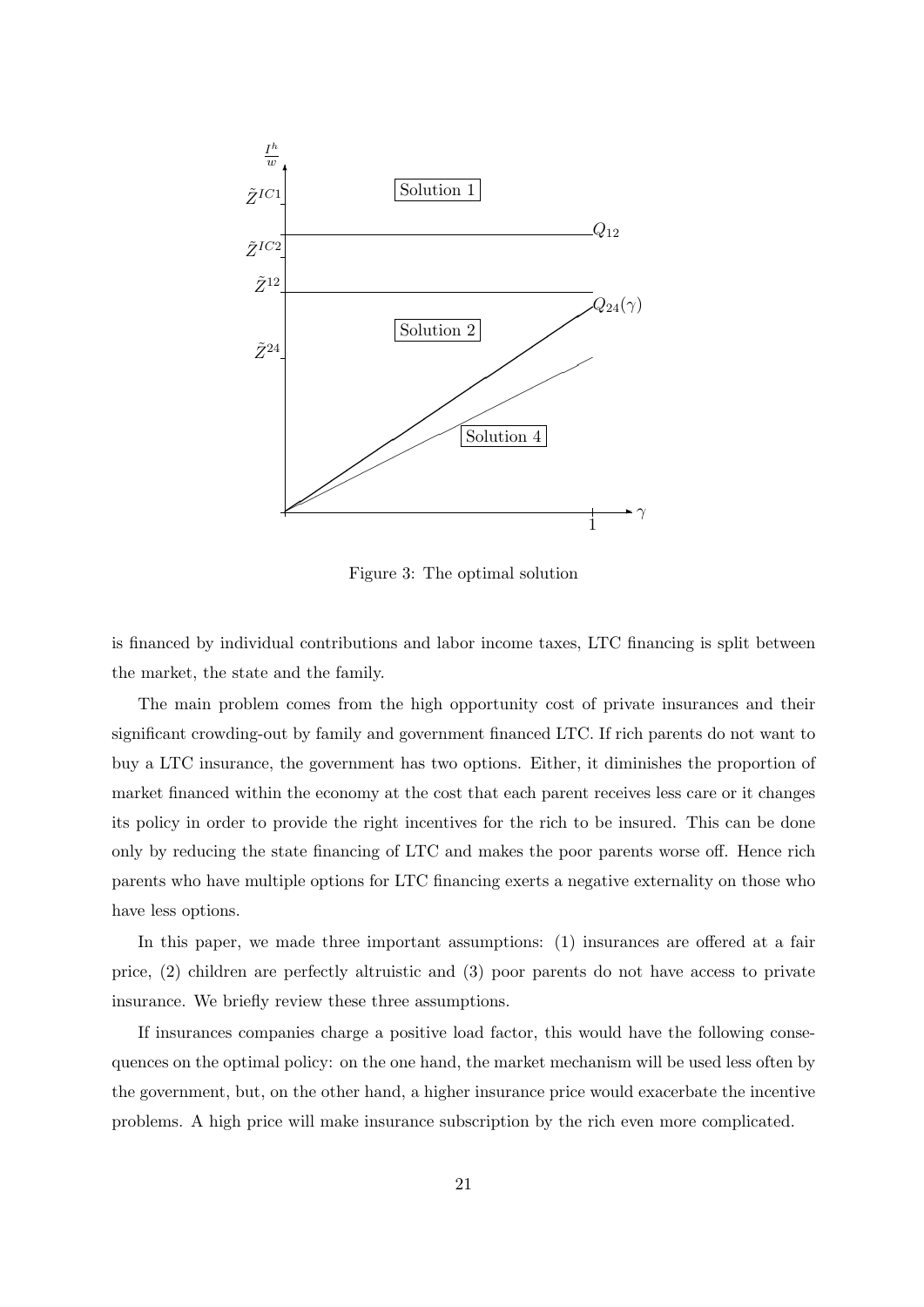Figure 3: The optimal solution

is financed by individual contributions and labor income taxes, LTC financing is split between the market, the state and the family.

The main problem comes from the high opportunity cost of private insurances and their significant crowding-out by family and government financed LTC. If rich parents do not want to buy a LTC insurance, the government has two options. Either, it diminishes the proportion of market financed within the economy at the cost that each parent receives less care or it changes its policy in order to provide the right incentives for the rich to be insured. This can be done only by reducing the state financing of LTC and makes the poor parents worse off. Hence rich parents who have multiple options for LTC financing exerts a negative externality on those who have less options.

In this paper, we made three important assumptions: (1) insurances are offered at a fair price, (2) children are perfectly altruistic and (3) poor parents do not have access to private insurance. We briefly review these three assumptions.

If insurances companies charge a positive load factor, this would have the following consequences on the optimal policy: on the one hand, the market mechanism will be used less often by the government, but, on the other hand, a higher insurance price would exacerbate the incentive problems. A high price will make insurance subscription by the rich even more complicated.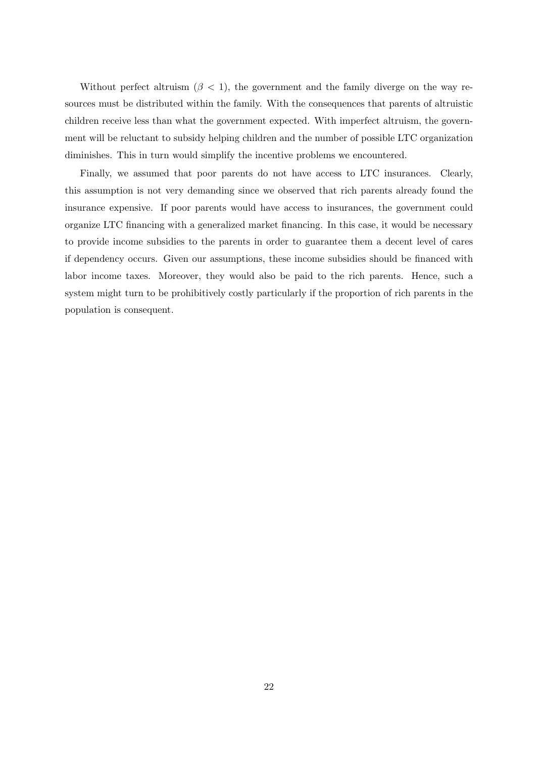Without perfect altruism ($\beta < 1$), the government and the family diverge on the way resources must be distributed within the family. With the consequences that parents of altruistic children receive less than what the government expected. With imperfect altruism, the government will be reluctant to subsidy helping children and the number of possible LTC organization diminishes. This in turn would simplify the incentive problems we encountered.

Finally, we assumed that poor parents do not have access to LTC insurances. Clearly, this assumption is not very demanding since we observed that rich parents already found the insurance expensive. If poor parents would have access to insurances, the government could organize LTC financing with a generalized market financing. In this case, it would be necessary to provide income subsidies to the parents in order to guarantee them a decent level of cares if dependency occurs. Given our assumptions, these income subsidies should be financed with labor income taxes. Moreover, they would also be paid to the rich parents. Hence, such a system might turn to be prohibitively costly particularly if the proportion of rich parents in the population is consequent.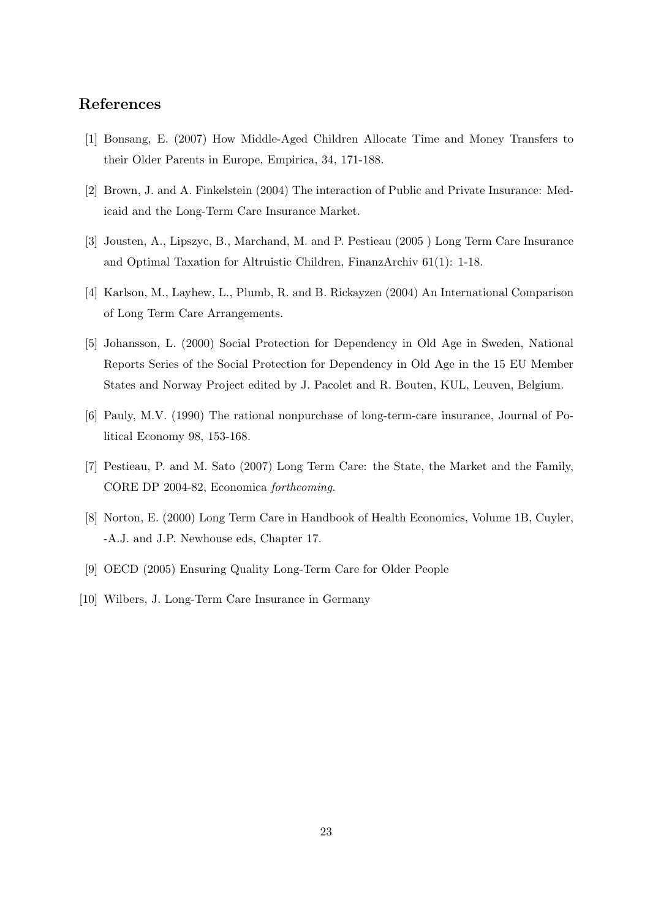## References

[1] Bonsang, E. (2007) How Middle-Aged Children Allocate Time and Money Transfers to their Older Parents in Europe, Empirica, 34, 171-188.

[2] Brown, J. and A. Finkelstein (2004) The interaction of Public and Private Insurance: Medicaid and the Long-Term Care Insurance Market.

[3] Jousten, A., Lipszyc, B., Marchand, M. and P. Pestieau (2005 ) Long Term Care Insurance and Optimal Taxation for Altruistic Children, FinanzArchiv 61(1): 1-18.

[4] Karlson, M., Layhew, L., Plumb, R. and B. Rickayzen (2004) An International Comparison of Long Term Care Arrangements.

[5] Johansson, L. (2000) Social Protection for Dependency in Old Age in Sweden, National Reports Series of the Social Protection for Dependency in Old Age in the 15 EU Member States and Norway Project edited by J. Pacolet and R. Bouten, KUL, Leuven, Belgium.

[6] Pauly, M.V. (1990) The rational nonpurchase of long-term-care insurance, Journal of Political Economy 98, 153-168.

[7] Pestieau, P. and M. Sato (2007) Long Term Care: the State, the Market and the Family, CORE DP 2004-82, Economica *forthcoming*.

[8] Norton, E. (2000) Long Term Care in Handbook of Health Economics, Volume 1B, Cuyler, -A.J. and J.P. Newhouse eds, Chapter 17.

[9] OECD (2005) Ensuring Quality Long-Term Care for Older People

[10] Wilbers, J. Long-Term Care Insurance in Germany